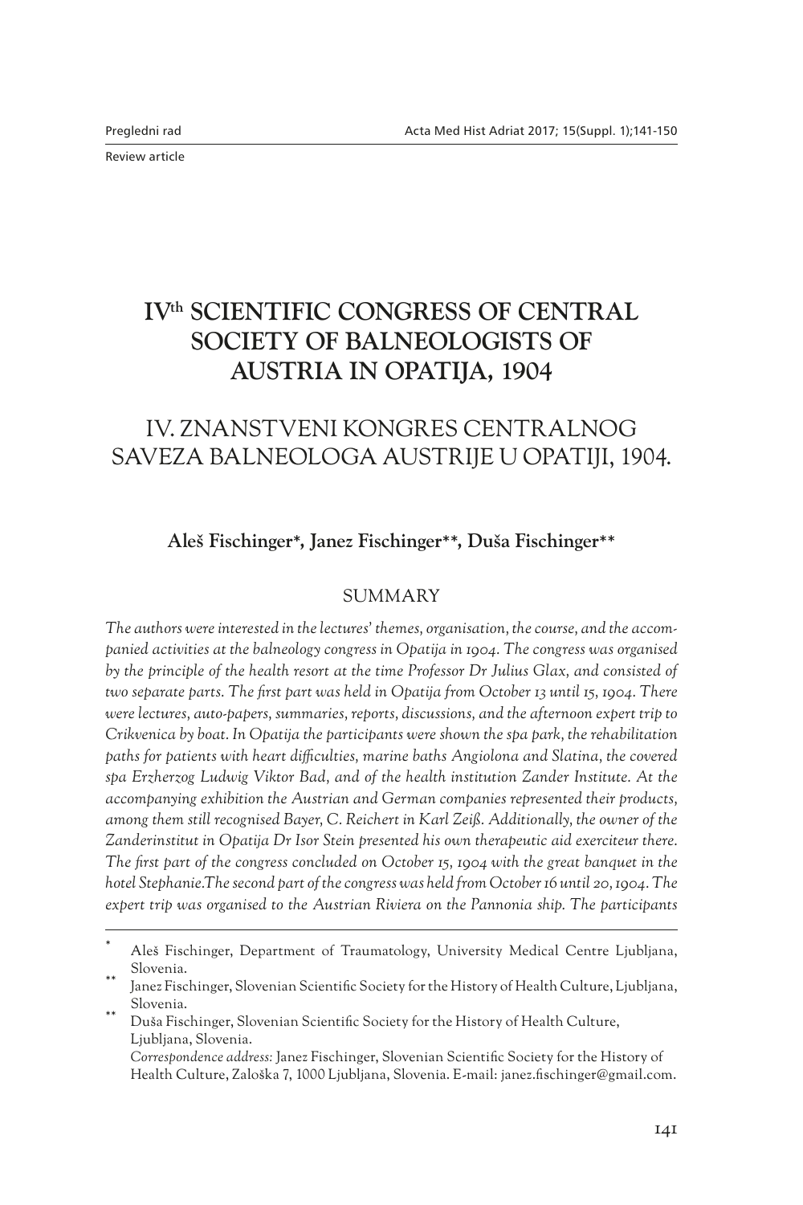Pregledni rad

Review article

# IV[th] SCIENTIFIC CONGRESS OF CENTRAL SOCIETY OF BALNEOLOGISTS OF AUSTRIA IN OPATIJA, 1904

# IV. ZNANSTVENI KONGRES CENTRALNOG SAVEZA BALNEOLOGA AUSTRIJE U OPATIJI, 1904.

**Aleš Fischinger\*, Janez Fischinger\*\*, Duša Fischinger\*\***

## SUMMARY

*The authors were interested in the lectures' themes, organisation, the course, and the accompanied activities at the balneology congress in Opatija in 1904. The congress was organised by the principle of the health resort at the time Professor Dr Julius Glax, and consisted of two separate parts. The first part was held in Opatija from October 13 until 15, 1904. There were lectures, auto-papers, summaries, reports, discussions, and the afternoon expert trip to Crikvenica by boat. In Opatija the participants were shown the spa park, the rehabilitation paths for patients with heart difficulties, marine baths Angiolona and Slatina, the covered spa Erzherzog Ludwig Viktor Bad, and of the health institution Zander Institute. At the accompanying exhibition the Austrian and German companies represented their products, among them still recognised Bayer, C. Reichert in Karl Zeiß. Additionally, the owner of the Zanderinstitut in Opatija Dr Isor Stein presented his own therapeutic aid exerciteur there. The first part of the congress concluded on October 15, 1904 with the great banquet in the hotel Stephanie.The second part of the congress was held from October 16 until 20, 1904. The expert trip was organised to the Austrian Riviera on the Pannonia ship. The participants*

---

\* Aleš Fischinger, Department of Traumatology, University Medical Centre Ljubljana, Slovenia.

\*\* Janez Fischinger, Slovenian Scientific Society for the History of Health Culture, Ljubljana, Slovenia.

\*\* Duša Fischinger, Slovenian Scientific Society for the History of Health Culture, Ljubljana, Slovenia.

*Correspondence address:* Janez Fischinger, Slovenian Scientific Society for the History of Health Culture, Zaloška 7, 1000 Ljubljana, Slovenia. E-mail: janez.fischinger@gmail.com.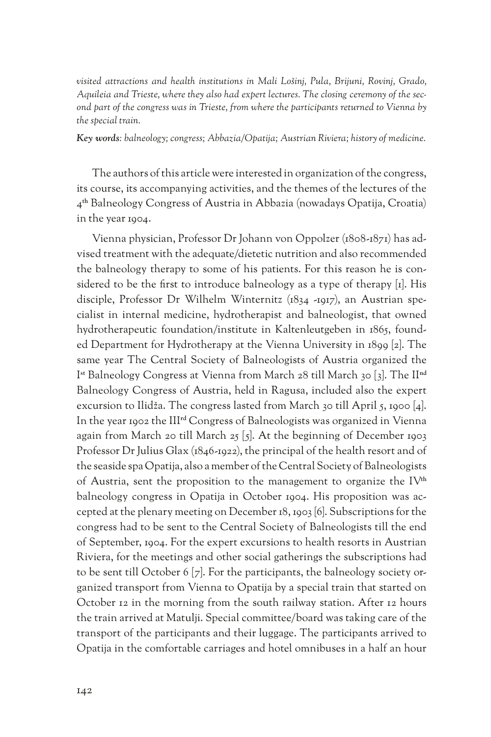*visited attractions and health institutions in Mali Lošinj, Pula, Brijuni, Rovinj, Grado, Aquileia and Trieste, where they also had expert lectures. The closing ceremony of the second part of the congress was in Trieste, from where the participants returned to Vienna by the special train.*

***Key words**: balneology; congress; Abbazia/Opatija; Austrian Riviera; history of medicine.*

The authors of this article were interested in organization of the congress, its course, its accompanying activities, and the themes of the lectures of the 4th Balneology Congress of Austria in Abbazia (nowadays Opatija, Croatia) in the year 1904.

Vienna physician, Professor Dr Johann von Oppolzer (1808-1871) has advised treatment with the adequate/dietetic nutrition and also recommended the balneology therapy to some of his patients. For this reason he is considered to be the first to introduce balneology as a type of therapy [1]. His disciple, Professor Dr Wilhelm Winternitz (1834 -1917), an Austrian specialist in internal medicine, hydrotherapist and balneologist, that owned hydrotherapeutic foundation/institute in Kaltenleutgeben in 1865, founded Department for Hydrotherapy at the Vienna University in 1899 [2]. The same year The Central Society of Balneologists of Austria organized the Ist Balneology Congress at Vienna from March 28 till March 30 [3]. The IInd Balneology Congress of Austria, held in Ragusa, included also the expert excursion to Ilidža. The congress lasted from March 30 till April 5, 1900 [4]. In the year 1902 the IIIrd Congress of Balneologists was organized in Vienna again from March 20 till March 25 [5]. At the beginning of December 1903 Professor Dr Julius Glax (1846-1922), the principal of the health resort and of the seaside spa Opatija, also a member of the Central Society of Balneologists of Austria, sent the proposition to the management to organize the IVth balneology congress in Opatija in October 1904. His proposition was accepted at the plenary meeting on December 18, 1903 [6]. Subscriptions for the congress had to be sent to the Central Society of Balneologists till the end of September, 1904. For the expert excursions to health resorts in Austrian Riviera, for the meetings and other social gatherings the subscriptions had to be sent till October 6 [7]. For the participants, the balneology society organized transport from Vienna to Opatija by a special train that started on October 12 in the morning from the south railway station. After 12 hours the train arrived at Matulji. Special committee/board was taking care of the transport of the participants and their luggage. The participants arrived to Opatija in the comfortable carriages and hotel omnibuses in a half an hour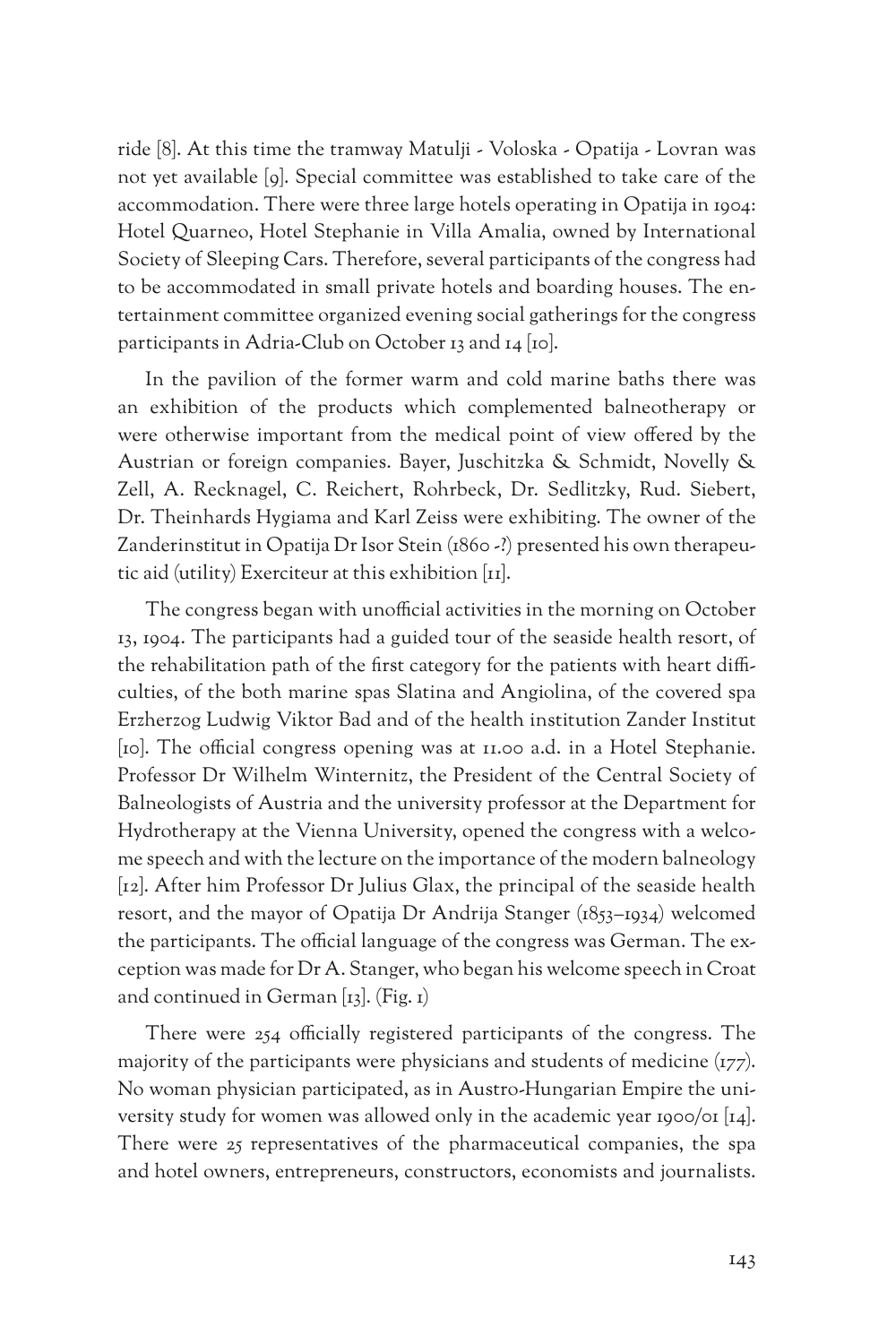ride [8]. At this time the tramway Matulji - Voloska - Opatija - Lovran was not yet available [9]. Special committee was established to take care of the accommodation. There were three large hotels operating in Opatija in 1904: Hotel Quarneo, Hotel Stephanie in Villa Amalia, owned by International Society of Sleeping Cars. Therefore, several participants of the congress had to be accommodated in small private hotels and boarding houses. The entertainment committee organized evening social gatherings for the congress participants in Adria-Club on October 13 and 14 [10].

In the pavilion of the former warm and cold marine baths there was an exhibition of the products which complemented balneotherapy or were otherwise important from the medical point of view offered by the Austrian or foreign companies. Bayer, Juschitzka & Schmidt, Novelly & Zell, A. Recknagel, C. Reichert, Rohrbeck, Dr. Sedlitzky, Rud. Siebert, Dr. Theinhards Hygiama and Karl Zeiss were exhibiting. The owner of the Zanderinstitut in Opatija Dr Isor Stein (1860 -?) presented his own therapeutic aid (utility) Exerciteur at this exhibition [11].

The congress began with unofficial activities in the morning on October 13, 1904. The participants had a guided tour of the seaside health resort, of the rehabilitation path of the first category for the patients with heart difficulties, of the both marine spas Slatina and Angiolina, of the covered spa Erzherzog Ludwig Viktor Bad and of the health institution Zander Institut [10]. The official congress opening was at 11.00 a.d. in a Hotel Stephanie. Professor Dr Wilhelm Winternitz, the President of the Central Society of Balneologists of Austria and the university professor at the Department for Hydrotherapy at the Vienna University, opened the congress with a welcome speech and with the lecture on the importance of the modern balneology [12]. After him Professor Dr Julius Glax, the principal of the seaside health resort, and the mayor of Opatija Dr Andrija Stanger (1853–1934) welcomed the participants. The official language of the congress was German. The exception was made for Dr A. Stanger, who began his welcome speech in Croat and continued in German [13]. (Fig. 1)

There were 254 officially registered participants of the congress. The majority of the participants were physicians and students of medicine (177). No woman physician participated, as in Austro-Hungarian Empire the university study for women was allowed only in the academic year 1900/01 [14]. There were 25 representatives of the pharmaceutical companies, the spa and hotel owners, entrepreneurs, constructors, economists and journalists.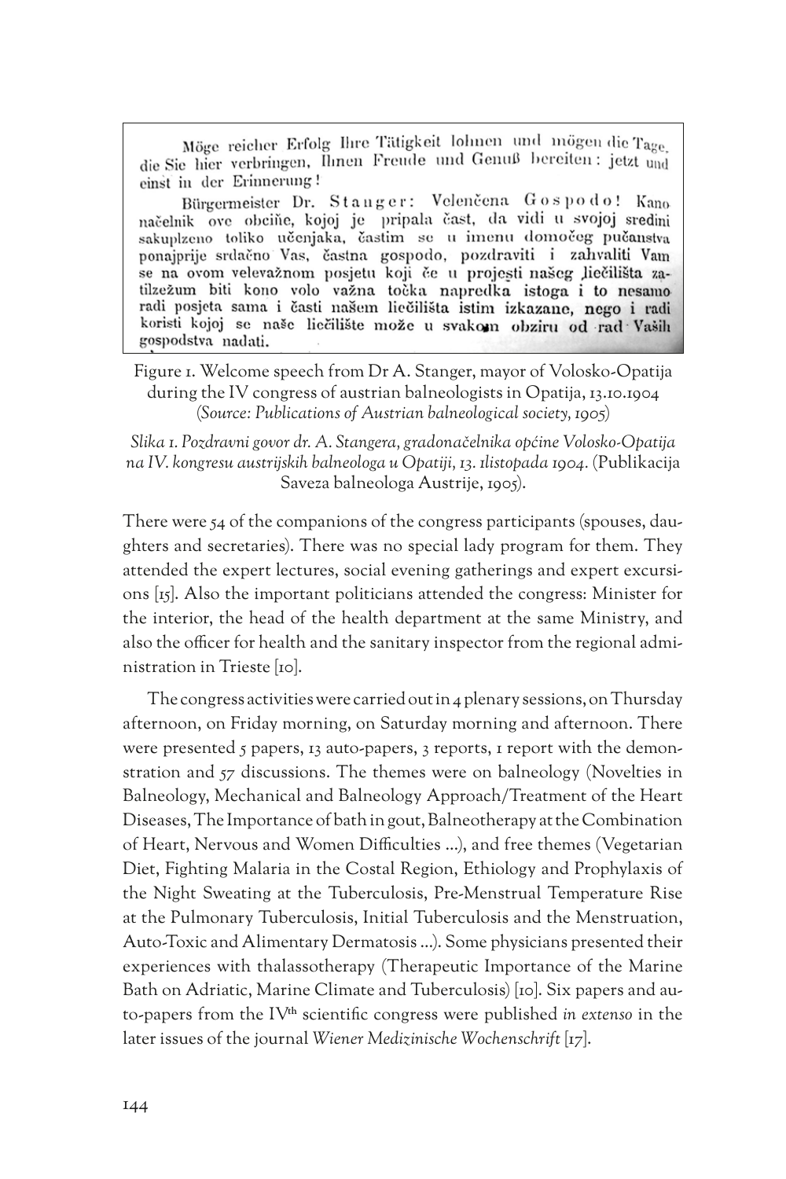Möge reicher Erfolg Ihre Tätigkeit lohnen und mögen die Tage, die Sie hier verbringen, Ihnen Freude und Genuß bereiten: jetzt und einst in der Erinnerung!

Bürgermeister Dr. Stanger: Velenčena Gospodo! Kano načelnik ove obciňe, kojoj je pripala čast, da vidi u svojoj sredini sakuplzeno toliko učenjaka, častim se u imenu domočeg pučanstva ponajprije srdačno Vas, častna gospodo, pozdraviti i zahvaliti Vam se na ovom velevažnom posjetu koji će u projesti našeg liečilišta zatilzežum biti kono volo važna točka napredka istoga i to nesamo radi posjeta sama i časti našem liečilišta istim izkazane, nego i radi koristi kojoj se naše liečilište može u svakom obziru od rad Vašili gospodstva nadati.

Figure 1. Welcome speech from Dr A. Stanger, mayor of Volosko-Opatija during the IV congress of austrian balneologists in Opatija, 13.10.1904 (*Source: Publications of Austrian balneological society, 1905*)

*Slika 1. Pozdravni govor dr. A. Stangera, gradonačelnika općine Volosko-Opatija na IV. kongresu austrijskih balneologa u Opatiji, 13. 1listopada 1904.* (Publikacija Saveza balneologa Austrije, 1905).

There were 54 of the companions of the congress participants (spouses, daughters and secretaries). There was no special lady program for them. They attended the expert lectures, social evening gatherings and expert excursions [15]. Also the important politicians attended the congress: Minister for the interior, the head of the health department at the same Ministry, and also the officer for health and the sanitary inspector from the regional administration in Trieste [10].

The congress activities were carried out in 4 plenary sessions, on Thursday afternoon, on Friday morning, on Saturday morning and afternoon. There were presented 5 papers, 13 auto-papers, 3 reports, 1 report with the demonstration and 57 discussions. The themes were on balneology (Novelties in Balneology, Mechanical and Balneology Approach/Treatment of the Heart Diseases, The Importance of bath in gout, Balneotherapy at the Combination of Heart, Nervous and Women Difficulties ...), and free themes (Vegetarian Diet, Fighting Malaria in the Costal Region, Ethiology and Prophylaxis of the Night Sweating at the Tuberculosis, Pre-Menstrual Temperature Rise at the Pulmonary Tuberculosis, Initial Tuberculosis and the Menstruation, Auto-Toxic and Alimentary Dermatosis ...). Some physicians presented their experiences with thalassotherapy (Therapeutic Importance of the Marine Bath on Adriatic, Marine Climate and Tuberculosis) [10]. Six papers and auto-papers from the IV$^{th}$ scientific congress were published *in extenso* in the later issues of the journal *Wiener Medizinische Wochenschrift* [17].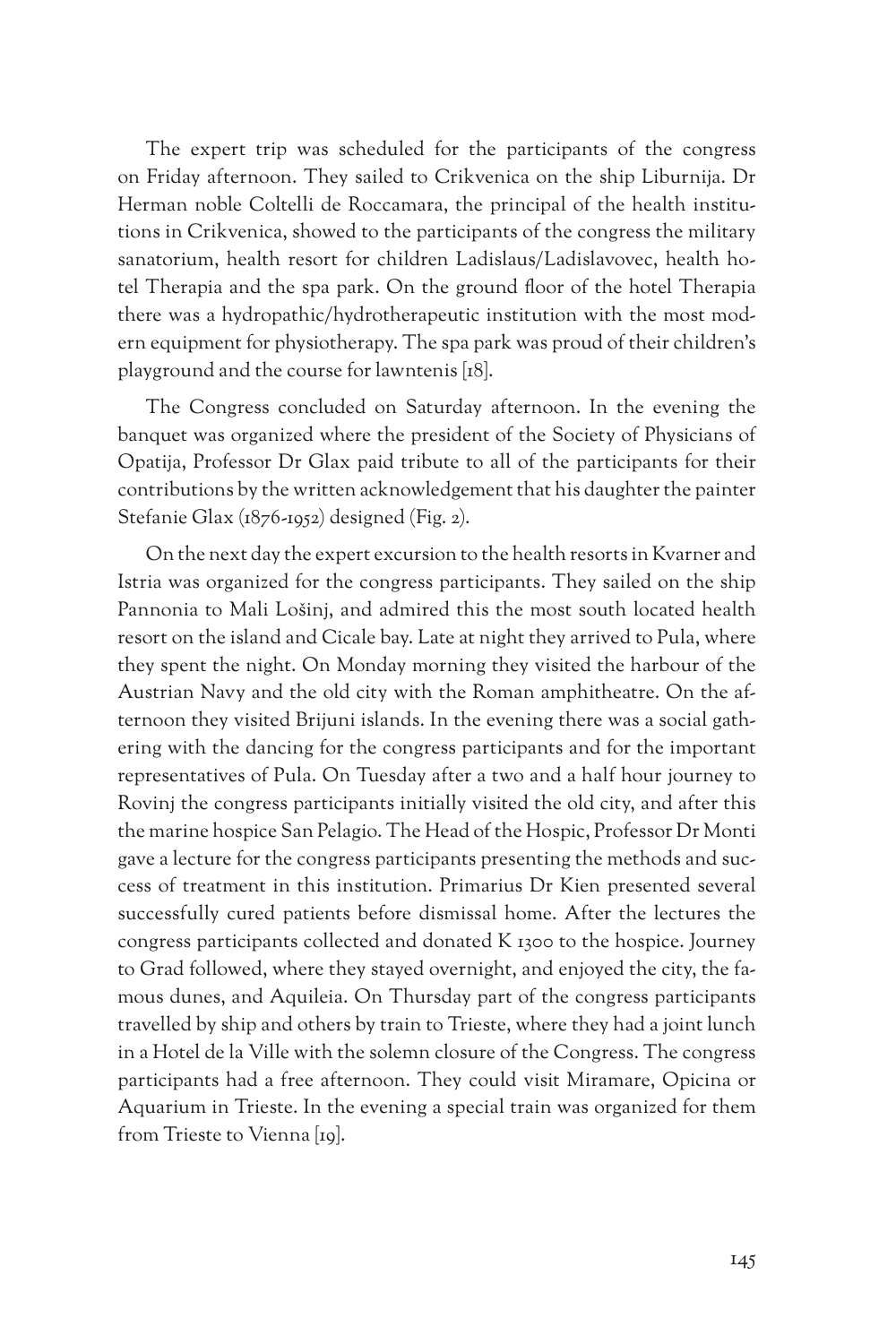The expert trip was scheduled for the participants of the congress on Friday afternoon. They sailed to Crikvenica on the ship Liburnija. Dr Herman noble Coltelli de Roccamara, the principal of the health institutions in Crikvenica, showed to the participants of the congress the military sanatorium, health resort for children Ladislaus/Ladislavovec, health hotel Therapia and the spa park. On the ground floor of the hotel Therapia there was a hydropathic/hydrotherapeutic institution with the most modern equipment for physiotherapy. The spa park was proud of their children's playground and the course for lawntenis [18].

The Congress concluded on Saturday afternoon. In the evening the banquet was organized where the president of the Society of Physicians of Opatija, Professor Dr Glax paid tribute to all of the participants for their contributions by the written acknowledgement that his daughter the painter Stefanie Glax (1876-1952) designed (Fig. 2).

On the next day the expert excursion to the health resorts in Kvarner and Istria was organized for the congress participants. They sailed on the ship Pannonia to Mali Lošinj, and admired this the most south located health resort on the island and Cicale bay. Late at night they arrived to Pula, where they spent the night. On Monday morning they visited the harbour of the Austrian Navy and the old city with the Roman amphitheatre. On the afternoon they visited Brijuni islands. In the evening there was a social gathering with the dancing for the congress participants and for the important representatives of Pula. On Tuesday after a two and a half hour journey to Rovinj the congress participants initially visited the old city, and after this the marine hospice San Pelagio. The Head of the Hospic, Professor Dr Monti gave a lecture for the congress participants presenting the methods and success of treatment in this institution. Primarius Dr Kien presented several successfully cured patients before dismissal home. After the lectures the congress participants collected and donated K 1300 to the hospice. Journey to Grad followed, where they stayed overnight, and enjoyed the city, the famous dunes, and Aquileia. On Thursday part of the congress participants travelled by ship and others by train to Trieste, where they had a joint lunch in a Hotel de la Ville with the solemn closure of the Congress. The congress participants had a free afternoon. They could visit Miramare, Opicina or Aquarium in Trieste. In the evening a special train was organized for them from Trieste to Vienna [19].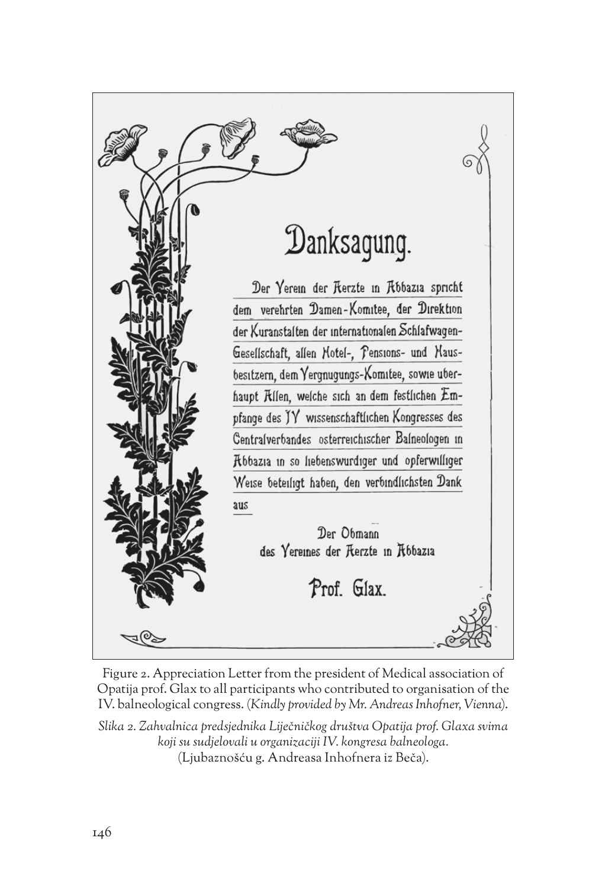# Danksagung.

Der Verein der Aerzte in Abbazia spricht dem verehrten Damen-Komitee, der Direktion der Kuranstalten der internationalen Schlafwagen-Gesellschaft, allen Hotel-, Pensions- und Hausbesitzern, dem Vergnugungs-Komitee, sowie überhaupt Allen, welche sich an dem festlichen Empfange des IV wissenschaftlichen Kongresses des Centralverbandes osterreichischer Balneologen in Abbazia in so liebenswurdiger und opferwilliger Weise beteiligt haben, den verbindlichsten Dank aus

Der Obmann
des Vereines der Aerzte in Abbazia

Prof. Glax.

Figure 2. Appreciation Letter from the president of Medical association of Opatija prof. Glax to all participants who contributed to organisation of the IV. balneological congress. (*Kindly provided by Mr. Andreas Inhofner, Vienna*).

*Slika 2. Zahvalnica predsjednika Liječničkog društva Opatija prof. Glaxa svima koji su sudjelovali u organizaciji IV. kongresa balneologa.*
(Ljubaznošću g. Andreasa Inhofnera iz Beča).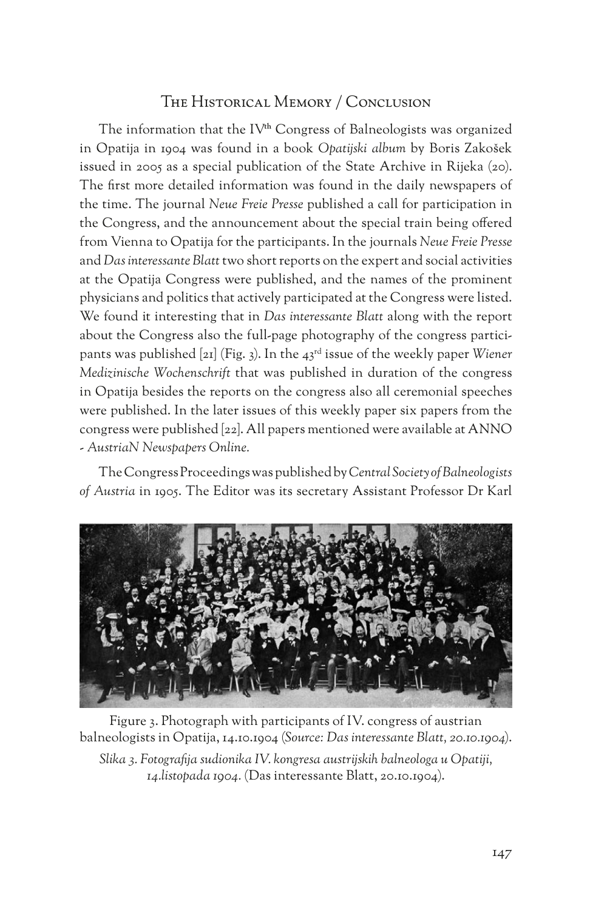## The Historical Memory / Conclusion

The information that the IV[th] Congress of Balneologists was organized in Opatija in 1904 was found in a book *Opatijski album* by Boris Zakošek issued in 2005 as a special publication of the State Archive in Rijeka (20). The first more detailed information was found in the daily newspapers of the time. The journal *Neue Freie Presse* published a call for participation in the Congress, and the announcement about the special train being offered from Vienna to Opatija for the participants. In the journals *Neue Freie Presse* and *Das interessante Blatt* two short reports on the expert and social activities at the Opatija Congress were published, and the names of the prominent physicians and politics that actively participated at the Congress were listed. We found it interesting that in *Das interessante Blatt* along with the report about the Congress also the full-page photography of the congress participants was published [21] (Fig. 3). In the 43[rd] issue of the weekly paper *Wiener Medizinische Wochenschrift* that was published in duration of the congress in Opatija besides the reports on the congress also all ceremonial speeches were published. In the later issues of this weekly paper six papers from the congress were published [22]. All papers mentioned were available at ANNO *- AustriaN Newspapers Online.*

The Congress Proceedings was published by *Central Society of Balneologists of Austria* in 1905. The Editor was its secretary Assistant Professor Dr Karl

Figure 3. Photograph with participants of IV. congress of austrian balneologists in Opatija, 14.10.1904 (*Source: Das interessante Blatt, 20.10.1904*).

*Slika 3. Fotografija sudionika IV. kongresa austrijskih balneologa u Opatiji, 14.listopada 1904.* (Das interessante Blatt, 20.10.1904).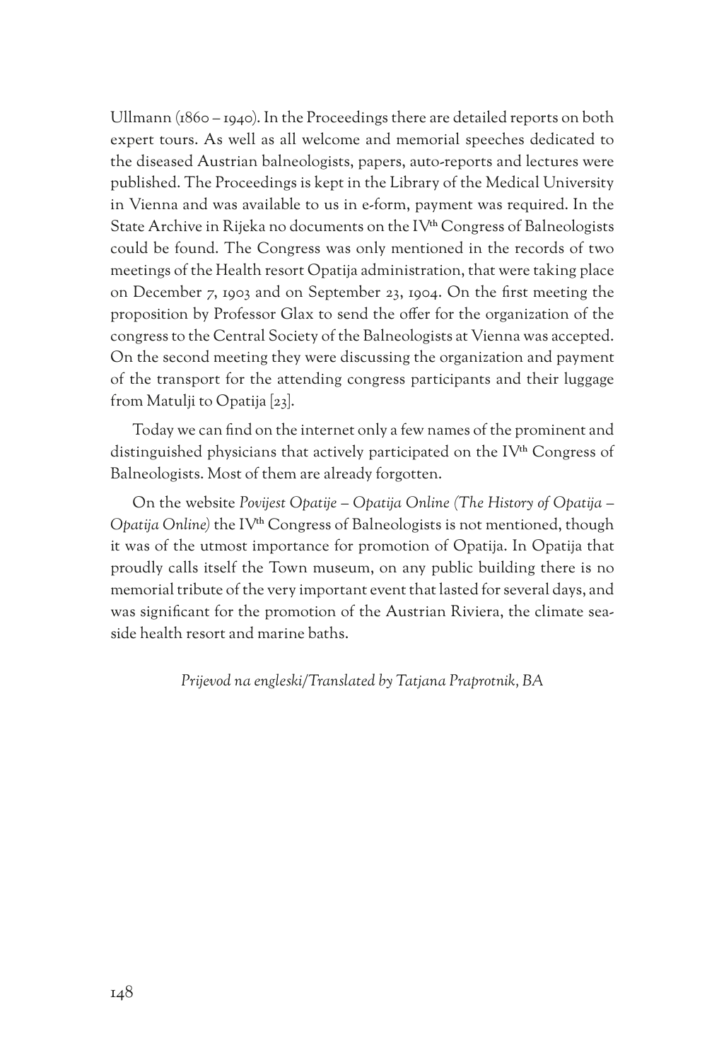Ullmann (1860 – 1940). In the Proceedings there are detailed reports on both expert tours. As well as all welcome and memorial speeches dedicated to the diseased Austrian balneologists, papers, auto-reports and lectures were published. The Proceedings is kept in the Library of the Medical University in Vienna and was available to us in e-form, payment was required. In the State Archive in Rijeka no documents on the IV$^{th}$ Congress of Balneologists could be found. The Congress was only mentioned in the records of two meetings of the Health resort Opatija administration, that were taking place on December 7, 1903 and on September 23, 1904. On the first meeting the proposition by Professor Glax to send the offer for the organization of the congress to the Central Society of the Balneologists at Vienna was accepted. On the second meeting they were discussing the organization and payment of the transport for the attending congress participants and their luggage from Matulji to Opatija [23].

Today we can find on the internet only a few names of the prominent and distinguished physicians that actively participated on the IV$^{th}$ Congress of Balneologists. Most of them are already forgotten.

On the website *Povijest Opatije – Opatija Online (The History of Opatija – Opatija Online)* the IV$^{th}$ Congress of Balneologists is not mentioned, though it was of the utmost importance for promotion of Opatija. In Opatija that proudly calls itself the Town museum, on any public building there is no memorial tribute of the very important event that lasted for several days, and was significant for the promotion of the Austrian Riviera, the climate sea-side health resort and marine baths.

*Prijevod na engleski/Translated by Tatjana Praprotnik, BA*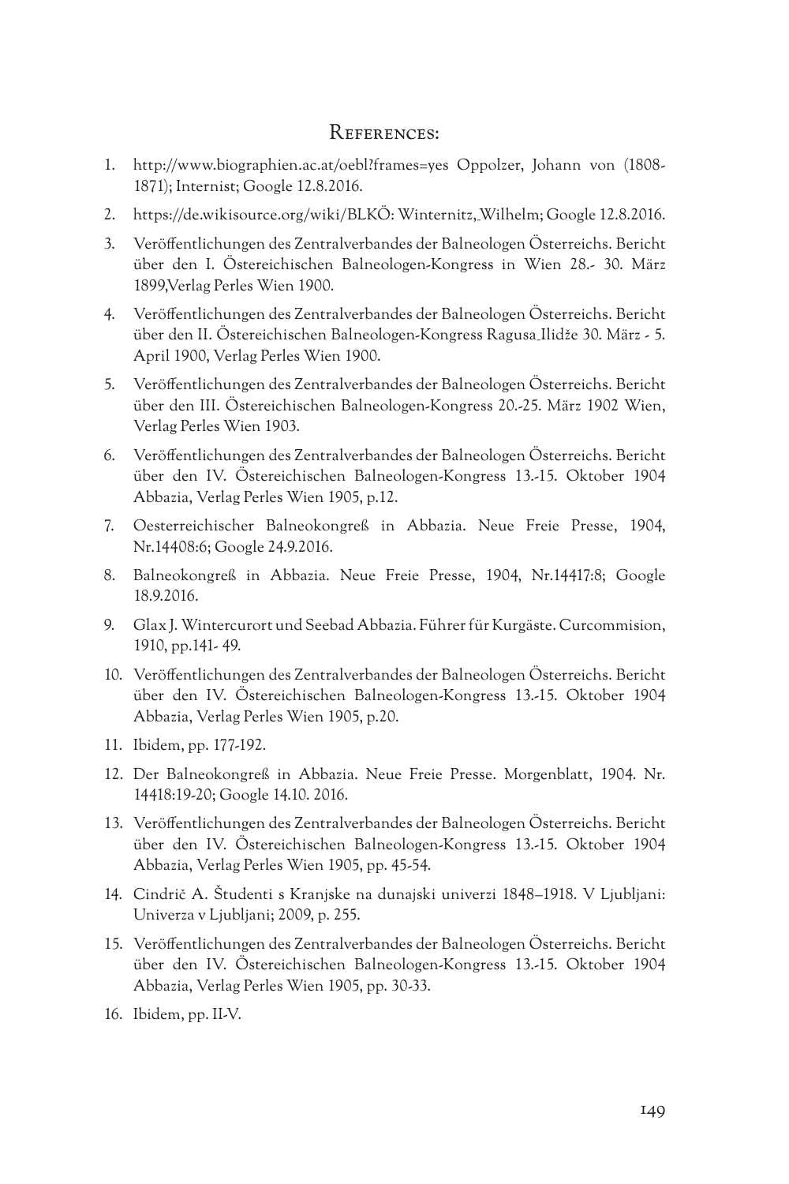## References:

1. http://www.biographien.ac.at/oebl?frames=yes Oppolzer, Johann von (1808-1871); Internist; Google 12.8.2016.
2. https://de.wikisource.org/wiki/BLKÖ: Winternitz,_Wilhelm; Google 12.8.2016.
3. Veröffentlichungen des Zentralverbandes der Balneologen Österreichs. Bericht über den I. Östereichischen Balneologen-Kongress in Wien 28.- 30. März 1899,Verlag Perles Wien 1900.
4. Veröffentlichungen des Zentralverbandes der Balneologen Österreichs. Bericht über den II. Östereichischen Balneologen-Kongress Ragusa_Ilidže 30. März - 5. April 1900, Verlag Perles Wien 1900.
5. Veröffentlichungen des Zentralverbandes der Balneologen Österreichs. Bericht über den III. Östereichischen Balneologen-Kongress 20.-25. März 1902 Wien, Verlag Perles Wien 1903.
6. Veröffentlichungen des Zentralverbandes der Balneologen Österreichs. Bericht über den IV. Östereichischen Balneologen-Kongress 13.-15. Oktober 1904 Abbazia, Verlag Perles Wien 1905, p.12.
7. Oesterreichischer Balneokongreß in Abbazia. Neue Freie Presse, 1904, Nr.14408:6; Google 24.9.2016.
8. Balneokongreß in Abbazia. Neue Freie Presse, 1904, Nr.14417:8; Google 18.9.2016.
9. Glax J. Wintercurort und Seebad Abbazia. Führer für Kurgäste. Curcommision, 1910, pp.141- 49.
10. Veröffentlichungen des Zentralverbandes der Balneologen Österreichs. Bericht über den IV. Östereichischen Balneologen-Kongress 13.-15. Oktober 1904 Abbazia, Verlag Perles Wien 1905, p.20.
11. Ibidem, pp. 177-192.
12. Der Balneokongreß in Abbazia. Neue Freie Presse. Morgenblatt, 1904. Nr. 14418:19-20; Google 14.10. 2016.
13. Veröffentlichungen des Zentralverbandes der Balneologen Österreichs. Bericht über den IV. Östereichischen Balneologen-Kongress 13.-15. Oktober 1904 Abbazia, Verlag Perles Wien 1905, pp. 45-54.
14. Cindrič A. Študenti s Kranjske na dunajski univerzi 1848–1918. V Ljubljani: Univerza v Ljubljani; 2009, p. 255.
15. Veröffentlichungen des Zentralverbandes der Balneologen Österreichs. Bericht über den IV. Östereichischen Balneologen-Kongress 13.-15. Oktober 1904 Abbazia, Verlag Perles Wien 1905, pp. 30-33.
16. Ibidem, pp. II-V.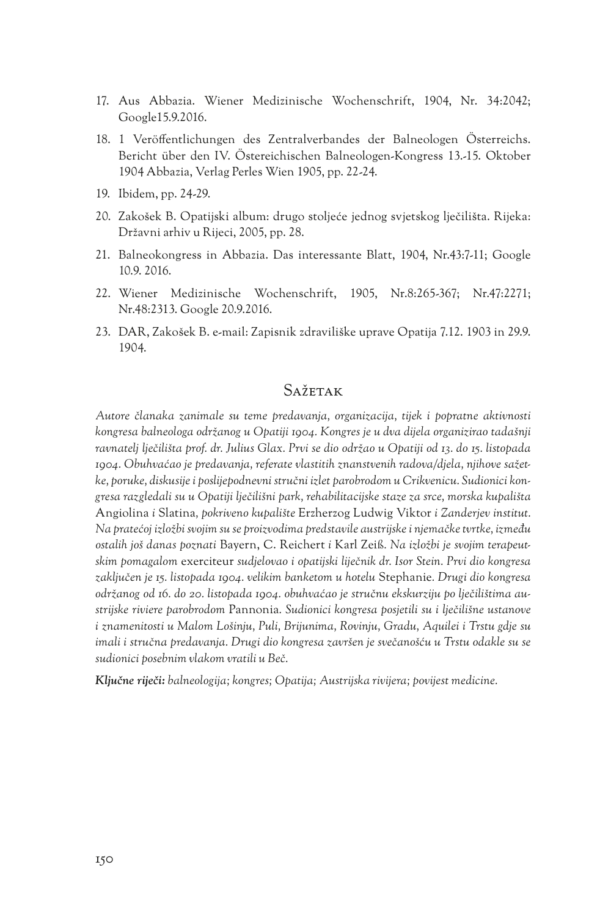17. Aus Abbazia. Wiener Medizinische Wochenschrift, 1904, Nr. 34:2042; Google15.9.2016.
18. 1 Veröffentlichungen des Zentralverbandes der Balneologen Österreichs. Bericht über den IV. Östereichischen Balneologen-Kongress 13.-15. Oktober 1904 Abbazia, Verlag Perles Wien 1905, pp. 22-24.
19. Ibidem, pp. 24-29.
20. Zakošek B. Opatijski album: drugo stoljeće jednog svjetskog lječilišta. Rijeka: Državni arhiv u Rijeci, 2005, pp. 28.
21. Balneokongress in Abbazia. Das interessante Blatt, 1904, Nr.43:7-11; Google 10.9. 2016.
22. Wiener Medizinische Wochenschrift, 1905, Nr.8:265-367; Nr.47:2271; Nr.48:2313. Google 20.9.2016.
23. DAR, Zakošek B. e-mail: Zapisnik zdraviliške uprave Opatija 7.12. 1903 in 29.9. 1904.

## Sažetak

*Autore članaka zanimale su teme predavanja, organizacija, tijek i popratne aktivnosti kongresa balneologa održanog u Opatiji 1904. Kongres je u dva dijela organizirao tadašnji ravnatelj lječilišta prof. dr. Julius Glax. Prvi se dio održao u Opatiji od 13. do 15. listopada 1904. Obuhvaćao je predavanja, referate vlastitih znanstvenih radova/djela, njihove sažetke, poruke, diskusije i poslijepodnevni stručni izlet parobrodom u Crikvenicu. Sudionici kongresa razgledali su u Opatiji lječilišni park, rehabilitacijske staze za srce, morska kupališta* Angiolina *i* Slatina*, pokriveno kupalište* Erzherzog Ludwig Viktor *i Zanderjev institut. Na pratećoj izložbi svojim su se proizvodima predstavile austrijske i njemačke tvrtke, između ostalih još danas poznati* Bayern, C. Reichert *i* Karl Zeiß*. Na izložbi je svojim terapeutskim pomagalom* exerciteur *sudjelovao i opatijski liječnik dr. Isor Stein. Prvi dio kongresa zaključen je 15. listopada 1904. velikim banketom u hotelu* Stephanie*. Drugi dio kongresa održanog od 16. do 20. listopada 1904. obuhvaćao je stručnu ekskurziju po lječilištima austrijske riviere parobrodom* Pannonia*. Sudionici kongresa posjetili su i lječilišne ustanove i znamenitosti u Malom Lošinju, Puli, Brijunima, Rovinju, Gradu, Aquilei i Trstu gdje su imali i stručna predavanja. Drugi dio kongresa završen je svečanošću u Trstu odakle su se sudionici posebnim vlakom vratili u Beč.*

***Ključne riječi:*** *balneologija; kongres; Opatija; Austrijska rivijera; povijest medicine.*